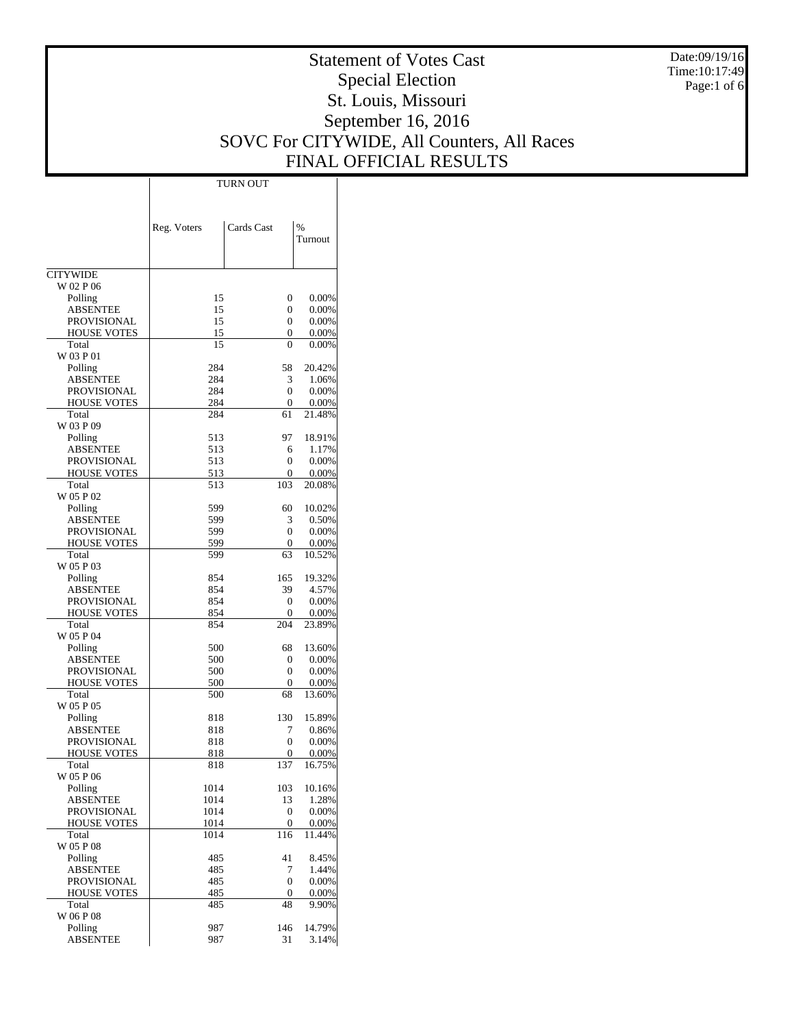# Statement of Votes Cast
## Special Election
## St. Louis, Missouri
## September 16, 2016
## SOVC For CITYWIDE, All Counters, All Races
## FINAL OFFICIAL RESULTS

Date:09/19/16
Time:10:17:49

| | TURN OUT | | |
|---|---|---|---|
| | Reg. Voters | Cards Cast | % Turnout |
| **CITYWIDE** | | | |
| W 02 P 06 | | | |
| Polling | 15 | 0 | 0.00% |
| ABSENTEE | 15 | 0 | 0.00% |
| PROVISIONAL | 15 | 0 | 0.00% |
| HOUSE VOTES | 15 | 0 | 0.00% |
| Total | 15 | 0 | 0.00% |
| W 03 P 01 | | | |
| Polling | 284 | 58 | 20.42% |
| ABSENTEE | 284 | 3 | 1.06% |
| PROVISIONAL | 284 | 0 | 0.00% |
| HOUSE VOTES | 284 | 0 | 0.00% |
| Total | 284 | 61 | 21.48% |
| W 03 P 09 | | | |
| Polling | 513 | 97 | 18.91% |
| ABSENTEE | 513 | 6 | 1.17% |
| PROVISIONAL | 513 | 0 | 0.00% |
| HOUSE VOTES | 513 | 0 | 0.00% |
| Total | 513 | 103 | 20.08% |
| W 05 P 02 | | | |
| Polling | 599 | 60 | 10.02% |
| ABSENTEE | 599 | 3 | 0.50% |
| PROVISIONAL | 599 | 0 | 0.00% |
| HOUSE VOTES | 599 | 0 | 0.00% |
| Total | 599 | 63 | 10.52% |
| W 05 P 03 | | | |
| Polling | 854 | 165 | 19.32% |
| ABSENTEE | 854 | 39 | 4.57% |
| PROVISIONAL | 854 | 0 | 0.00% |
| HOUSE VOTES | 854 | 0 | 0.00% |
| Total | 854 | 204 | 23.89% |
| W 05 P 04 | | | |
| Polling | 500 | 68 | 13.60% |
| ABSENTEE | 500 | 0 | 0.00% |
| PROVISIONAL | 500 | 0 | 0.00% |
| HOUSE VOTES | 500 | 0 | 0.00% |
| Total | 500 | 68 | 13.60% |
| W 05 P 05 | | | |
| Polling | 818 | 130 | 15.89% |
| ABSENTEE | 818 | 7 | 0.86% |
| PROVISIONAL | 818 | 0 | 0.00% |
| HOUSE VOTES | 818 | 0 | 0.00% |
| Total | 818 | 137 | 16.75% |
| W 05 P 06 | | | |
| Polling | 1014 | 103 | 10.16% |
| ABSENTEE | 1014 | 13 | 1.28% |
| PROVISIONAL | 1014 | 0 | 0.00% |
| HOUSE VOTES | 1014 | 0 | 0.00% |
| Total | 1014 | 116 | 11.44% |
| W 05 P 08 | | | |
| Polling | 485 | 41 | 8.45% |
| ABSENTEE | 485 | 7 | 1.44% |
| PROVISIONAL | 485 | 0 | 0.00% |
| HOUSE VOTES | 485 | 0 | 0.00% |
| Total | 485 | 48 | 9.90% |
| W 06 P 08 | | | |
| Polling | 987 | 146 | 14.79% |
| ABSENTEE | 987 | 31 | 3.14% |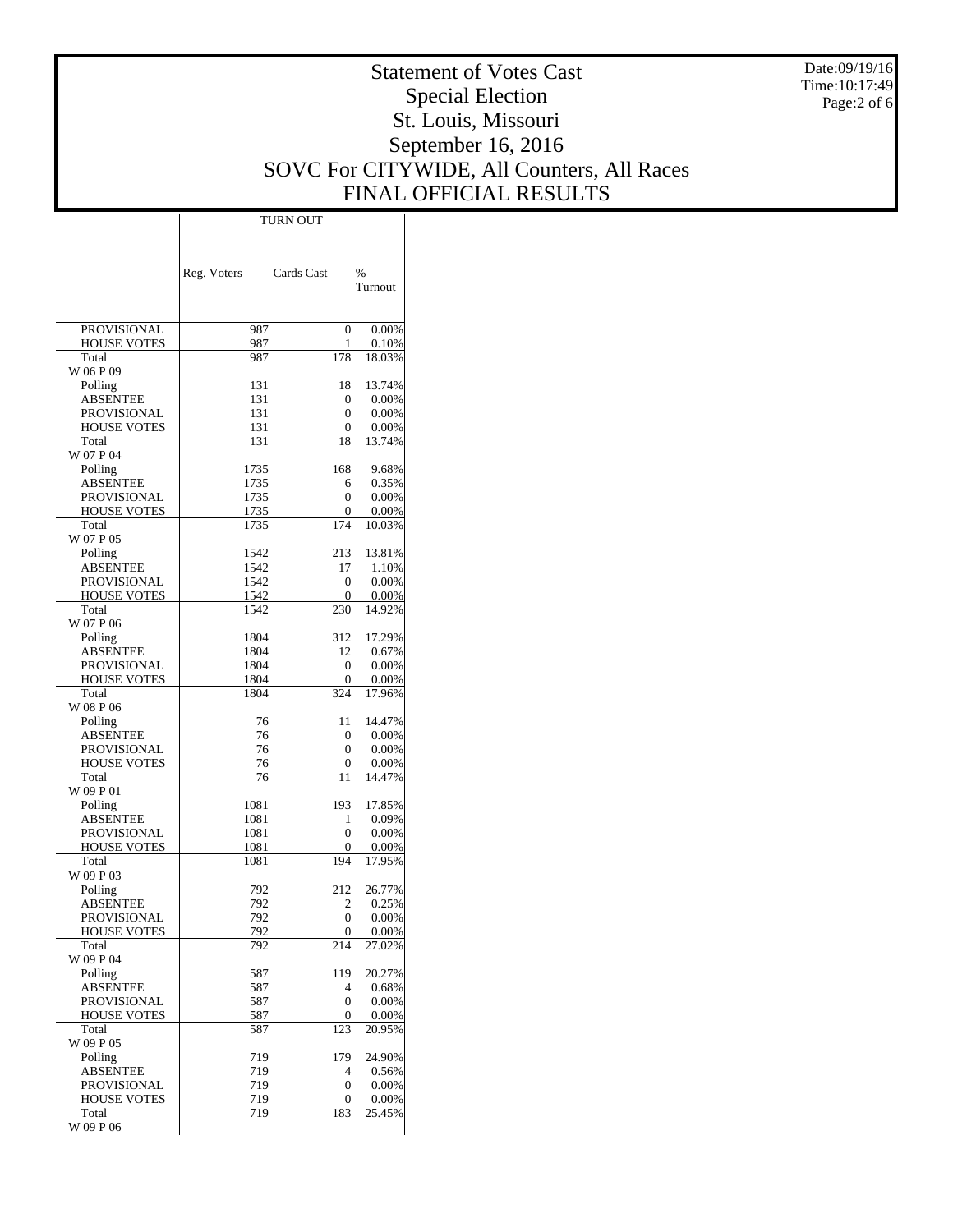# Statement of Votes Cast
## Special Election
## St. Louis, Missouri
## September 16, 2016
## SOVC For CITYWIDE, All Counters, All Races
## FINAL OFFICIAL RESULTS

Date:09/19/16
Time:10:17:49

| | TURN OUT | | |
|---|---|---|---|
| | Reg. Voters | Cards Cast | % Turnout |
| PROVISIONAL | 987 | 0 | 0.00% |
| HOUSE VOTES | 987 | 1 | 0.10% |
| Total | 987 | 178 | 18.03% |
| W 06 P 09 | | | |
| Polling | 131 | 18 | 13.74% |
| ABSENTEE | 131 | 0 | 0.00% |
| PROVISIONAL | 131 | 0 | 0.00% |
| HOUSE VOTES | 131 | 0 | 0.00% |
| Total | 131 | 18 | 13.74% |
| W 07 P 04 | | | |
| Polling | 1735 | 168 | 9.68% |
| ABSENTEE | 1735 | 6 | 0.35% |
| PROVISIONAL | 1735 | 0 | 0.00% |
| HOUSE VOTES | 1735 | 0 | 0.00% |
| Total | 1735 | 174 | 10.03% |
| W 07 P 05 | | | |
| Polling | 1542 | 213 | 13.81% |
| ABSENTEE | 1542 | 17 | 1.10% |
| PROVISIONAL | 1542 | 0 | 0.00% |
| HOUSE VOTES | 1542 | 0 | 0.00% |
| Total | 1542 | 230 | 14.92% |
| W 07 P 06 | | | |
| Polling | 1804 | 312 | 17.29% |
| ABSENTEE | 1804 | 12 | 0.67% |
| PROVISIONAL | 1804 | 0 | 0.00% |
| HOUSE VOTES | 1804 | 0 | 0.00% |
| Total | 1804 | 324 | 17.96% |
| W 08 P 06 | | | |
| Polling | 76 | 11 | 14.47% |
| ABSENTEE | 76 | 0 | 0.00% |
| PROVISIONAL | 76 | 0 | 0.00% |
| HOUSE VOTES | 76 | 0 | 0.00% |
| Total | 76 | 11 | 14.47% |
| W 09 P 01 | | | |
| Polling | 1081 | 193 | 17.85% |
| ABSENTEE | 1081 | 1 | 0.09% |
| PROVISIONAL | 1081 | 0 | 0.00% |
| HOUSE VOTES | 1081 | 0 | 0.00% |
| Total | 1081 | 194 | 17.95% |
| W 09 P 03 | | | |
| Polling | 792 | 212 | 26.77% |
| ABSENTEE | 792 | 2 | 0.25% |
| PROVISIONAL | 792 | 0 | 0.00% |
| HOUSE VOTES | 792 | 0 | 0.00% |
| Total | 792 | 214 | 27.02% |
| W 09 P 04 | | | |
| Polling | 587 | 119 | 20.27% |
| ABSENTEE | 587 | 4 | 0.68% |
| PROVISIONAL | 587 | 0 | 0.00% |
| HOUSE VOTES | 587 | 0 | 0.00% |
| Total | 587 | 123 | 20.95% |
| W 09 P 05 | | | |
| Polling | 719 | 179 | 24.90% |
| ABSENTEE | 719 | 4 | 0.56% |
| PROVISIONAL | 719 | 0 | 0.00% |
| HOUSE VOTES | 719 | 0 | 0.00% |
| Total | 719 | 183 | 25.45% |
| W 09 P 06 | | | |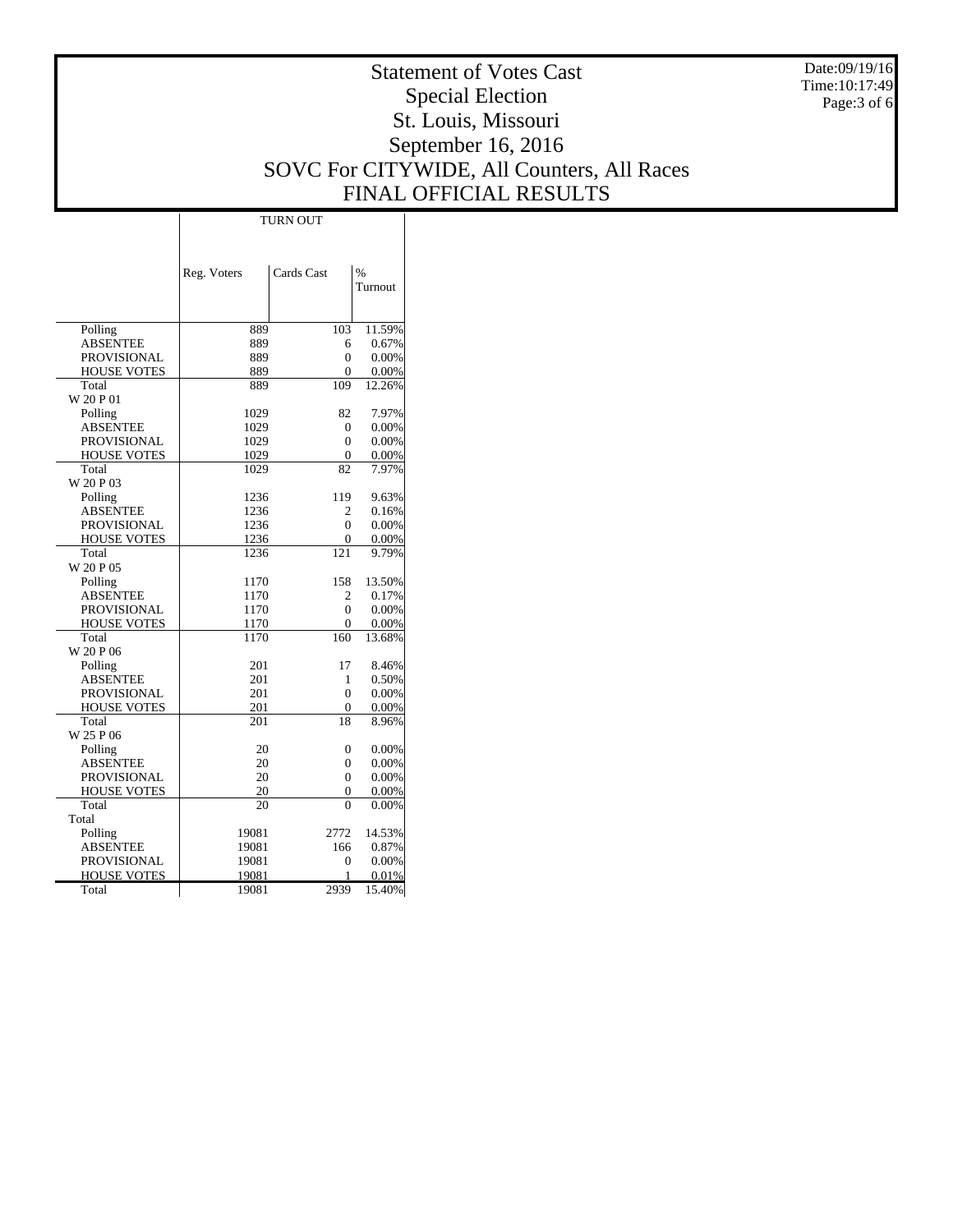# Statement of Votes Cast
## Special Election
## St. Louis, Missouri
## September 16, 2016
## SOVC For CITYWIDE, All Counters, All Races
## FINAL OFFICIAL RESULTS

Date:09/19/16
Time:10:17:49

| | TURN OUT | | |
|---|---|---|---|
| | Reg. Voters | Cards Cast | % Turnout |
| Polling | 889 | 103 | 11.59% |
| ABSENTEE | 889 | 6 | 0.67% |
| PROVISIONAL | 889 | 0 | 0.00% |
| HOUSE VOTES | 889 | 0 | 0.00% |
| Total | 889 | 109 | 12.26% |
| W 20 P 01 | | | |
| Polling | 1029 | 82 | 7.97% |
| ABSENTEE | 1029 | 0 | 0.00% |
| PROVISIONAL | 1029 | 0 | 0.00% |
| HOUSE VOTES | 1029 | 0 | 0.00% |
| Total | 1029 | 82 | 7.97% |
| W 20 P 03 | | | |
| Polling | 1236 | 119 | 9.63% |
| ABSENTEE | 1236 | 2 | 0.16% |
| PROVISIONAL | 1236 | 0 | 0.00% |
| HOUSE VOTES | 1236 | 0 | 0.00% |
| Total | 1236 | 121 | 9.79% |
| W 20 P 05 | | | |
| Polling | 1170 | 158 | 13.50% |
| ABSENTEE | 1170 | 2 | 0.17% |
| PROVISIONAL | 1170 | 0 | 0.00% |
| HOUSE VOTES | 1170 | 0 | 0.00% |
| Total | 1170 | 160 | 13.68% |
| W 20 P 06 | | | |
| Polling | 201 | 17 | 8.46% |
| ABSENTEE | 201 | 1 | 0.50% |
| PROVISIONAL | 201 | 0 | 0.00% |
| HOUSE VOTES | 201 | 0 | 0.00% |
| Total | 201 | 18 | 8.96% |
| W 25 P 06 | | | |
| Polling | 20 | 0 | 0.00% |
| ABSENTEE | 20 | 0 | 0.00% |
| PROVISIONAL | 20 | 0 | 0.00% |
| HOUSE VOTES | 20 | 0 | 0.00% |
| Total | 20 | 0 | 0.00% |
| Total | | | |
| Polling | 19081 | 2772 | 14.53% |
| ABSENTEE | 19081 | 166 | 0.87% |
| PROVISIONAL | 19081 | 0 | 0.00% |
| HOUSE VOTES | 19081 | 1 | 0.01% |
| Total | 19081 | 2939 | 15.40% |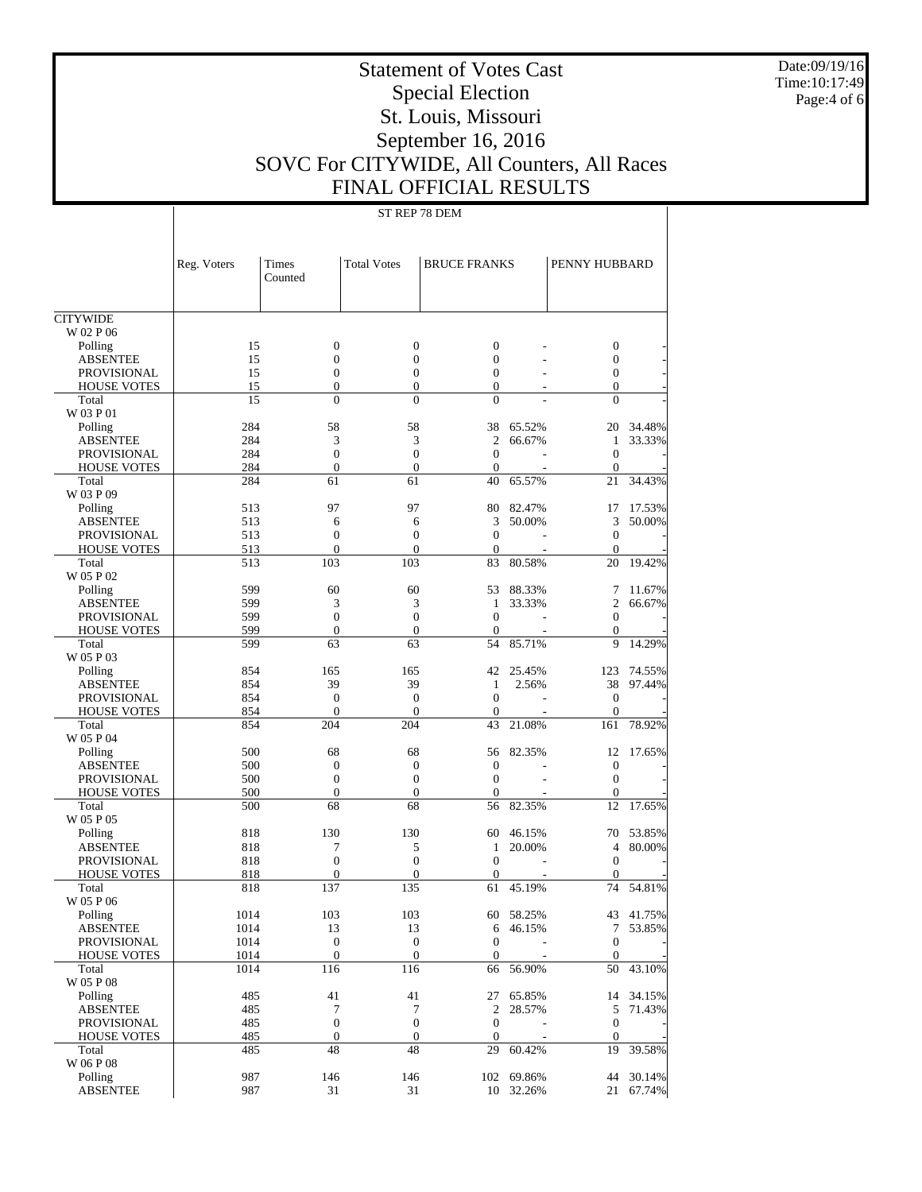# Statement of Votes Cast
## Special Election
## St. Louis, Missouri
## September 16, 2016
## SOVC For CITYWIDE, All Counters, All Races
## FINAL OFFICIAL RESULTS

Date:09/19/16
Time:10:17:49

ST REP 78 DEM

| | Reg. Voters | Times Counted | Total Votes | BRUCE FRANKS | | PENNY HUBBARD | |
|---|---|---|---|---|---|---|---|
| CITYWIDE | | | | | | | |
| W 02 P 06 | | | | | | | |
| Polling | 15 | 0 | 0 | 0 | - | 0 | - |
| ABSENTEE | 15 | 0 | 0 | 0 | - | 0 | - |
| PROVISIONAL | 15 | 0 | 0 | 0 | - | 0 | - |
| HOUSE VOTES | 15 | 0 | 0 | 0 | - | 0 | - |
| Total | 15 | 0 | 0 | 0 | - | 0 | - |
| W 03 P 01 | | | | | | | |
| Polling | 284 | 58 | 58 | 38 | 65.52% | 20 | 34.48% |
| ABSENTEE | 284 | 3 | 3 | 2 | 66.67% | 1 | 33.33% |
| PROVISIONAL | 284 | 0 | 0 | 0 | - | 0 | - |
| HOUSE VOTES | 284 | 0 | 0 | 0 | - | 0 | - |
| Total | 284 | 61 | 61 | 40 | 65.57% | 21 | 34.43% |
| W 03 P 09 | | | | | | | |
| Polling | 513 | 97 | 97 | 80 | 82.47% | 17 | 17.53% |
| ABSENTEE | 513 | 6 | 6 | 3 | 50.00% | 3 | 50.00% |
| PROVISIONAL | 513 | 0 | 0 | 0 | - | 0 | - |
| HOUSE VOTES | 513 | 0 | 0 | 0 | - | 0 | - |
| Total | 513 | 103 | 103 | 83 | 80.58% | 20 | 19.42% |
| W 05 P 02 | | | | | | | |
| Polling | 599 | 60 | 60 | 53 | 88.33% | 7 | 11.67% |
| ABSENTEE | 599 | 3 | 3 | 1 | 33.33% | 2 | 66.67% |
| PROVISIONAL | 599 | 0 | 0 | 0 | - | 0 | - |
| HOUSE VOTES | 599 | 0 | 0 | 0 | - | 0 | - |
| Total | 599 | 63 | 63 | 54 | 85.71% | 9 | 14.29% |
| W 05 P 03 | | | | | | | |
| Polling | 854 | 165 | 165 | 42 | 25.45% | 123 | 74.55% |
| ABSENTEE | 854 | 39 | 39 | 1 | 2.56% | 38 | 97.44% |
| PROVISIONAL | 854 | 0 | 0 | 0 | - | 0 | - |
| HOUSE VOTES | 854 | 0 | 0 | 0 | - | 0 | - |
| Total | 854 | 204 | 204 | 43 | 21.08% | 161 | 78.92% |
| W 05 P 04 | | | | | | | |
| Polling | 500 | 68 | 68 | 56 | 82.35% | 12 | 17.65% |
| ABSENTEE | 500 | 0 | 0 | 0 | - | 0 | - |
| PROVISIONAL | 500 | 0 | 0 | 0 | - | 0 | - |
| HOUSE VOTES | 500 | 0 | 0 | 0 | - | 0 | - |
| Total | 500 | 68 | 68 | 56 | 82.35% | 12 | 17.65% |
| W 05 P 05 | | | | | | | |
| Polling | 818 | 130 | 130 | 60 | 46.15% | 70 | 53.85% |
| ABSENTEE | 818 | 7 | 5 | 1 | 20.00% | 4 | 80.00% |
| PROVISIONAL | 818 | 0 | 0 | 0 | - | 0 | - |
| HOUSE VOTES | 818 | 0 | 0 | 0 | - | 0 | - |
| Total | 818 | 137 | 135 | 61 | 45.19% | 74 | 54.81% |
| W 05 P 06 | | | | | | | |
| Polling | 1014 | 103 | 103 | 60 | 58.25% | 43 | 41.75% |
| ABSENTEE | 1014 | 13 | 13 | 6 | 46.15% | 7 | 53.85% |
| PROVISIONAL | 1014 | 0 | 0 | 0 | - | 0 | - |
| HOUSE VOTES | 1014 | 0 | 0 | 0 | - | 0 | - |
| Total | 1014 | 116 | 116 | 66 | 56.90% | 50 | 43.10% |
| W 05 P 08 | | | | | | | |
| Polling | 485 | 41 | 41 | 27 | 65.85% | 14 | 34.15% |
| ABSENTEE | 485 | 7 | 7 | 2 | 28.57% | 5 | 71.43% |
| PROVISIONAL | 485 | 0 | 0 | 0 | - | 0 | - |
| HOUSE VOTES | 485 | 0 | 0 | 0 | - | 0 | - |
| Total | 485 | 48 | 48 | 29 | 60.42% | 19 | 39.58% |
| W 06 P 08 | | | | | | | |
| Polling | 987 | 146 | 146 | 102 | 69.86% | 44 | 30.14% |
| ABSENTEE | 987 | 31 | 31 | 10 | 32.26% | 21 | 67.74% |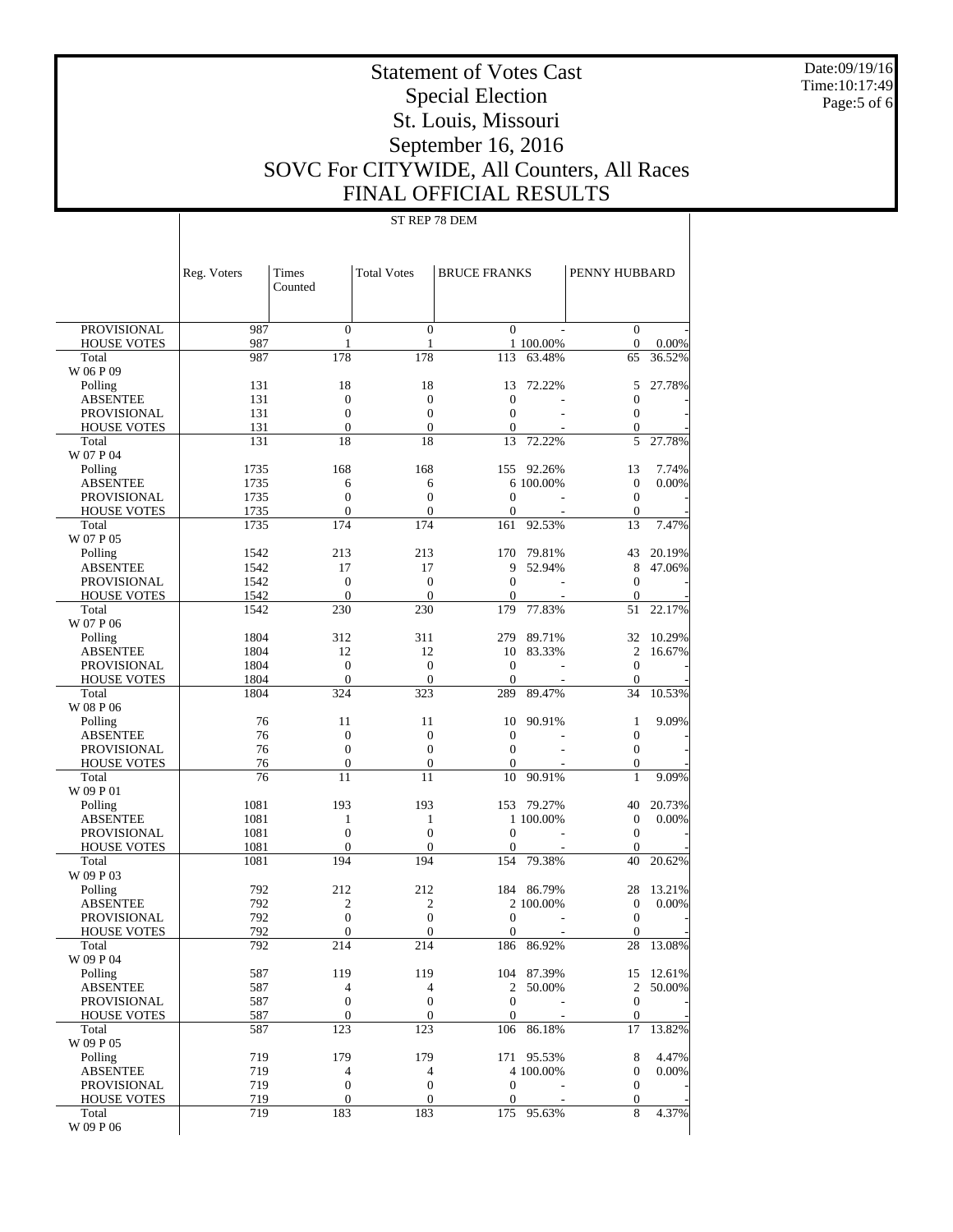# Statement of Votes Cast
## Special Election
## St. Louis, Missouri
## September 16, 2016
## SOVC For CITYWIDE, All Counters, All Races
## FINAL OFFICIAL RESULTS

ST REP 78 DEM

| | Reg. Voters | Times Counted | Total Votes | BRUCE FRANKS | | PENNY HUBBARD | |
|---|---|---|---|---|---|---|---|
| PROVISIONAL | 987 | 0 | 0 | 0 | - | 0 | - |
| HOUSE VOTES | 987 | 1 | 1 | 1 | 100.00% | 0 | 0.00% |
| Total | 987 | 178 | 178 | 113 | 63.48% | 65 | 36.52% |
| W 06 P 09 | | | | | | | |
| Polling | 131 | 18 | 18 | 13 | 72.22% | 5 | 27.78% |
| ABSENTEE | 131 | 0 | 0 | 0 | - | 0 | - |
| PROVISIONAL | 131 | 0 | 0 | 0 | - | 0 | - |
| HOUSE VOTES | 131 | 0 | 0 | 0 | - | 0 | - |
| Total | 131 | 18 | 18 | 13 | 72.22% | 5 | 27.78% |
| W 07 P 04 | | | | | | | |
| Polling | 1735 | 168 | 168 | 155 | 92.26% | 13 | 7.74% |
| ABSENTEE | 1735 | 6 | 6 | 6 | 100.00% | 0 | 0.00% |
| PROVISIONAL | 1735 | 0 | 0 | 0 | - | 0 | - |
| HOUSE VOTES | 1735 | 0 | 0 | 0 | - | 0 | - |
| Total | 1735 | 174 | 174 | 161 | 92.53% | 13 | 7.47% |
| W 07 P 05 | | | | | | | |
| Polling | 1542 | 213 | 213 | 170 | 79.81% | 43 | 20.19% |
| ABSENTEE | 1542 | 17 | 17 | 9 | 52.94% | 8 | 47.06% |
| PROVISIONAL | 1542 | 0 | 0 | 0 | - | 0 | - |
| HOUSE VOTES | 1542 | 0 | 0 | 0 | - | 0 | - |
| Total | 1542 | 230 | 230 | 179 | 77.83% | 51 | 22.17% |
| W 07 P 06 | | | | | | | |
| Polling | 1804 | 312 | 311 | 279 | 89.71% | 32 | 10.29% |
| ABSENTEE | 1804 | 12 | 12 | 10 | 83.33% | 2 | 16.67% |
| PROVISIONAL | 1804 | 0 | 0 | 0 | - | 0 | - |
| HOUSE VOTES | 1804 | 0 | 0 | 0 | - | 0 | - |
| Total | 1804 | 324 | 323 | 289 | 89.47% | 34 | 10.53% |
| W 08 P 06 | | | | | | | |
| Polling | 76 | 11 | 11 | 10 | 90.91% | 1 | 9.09% |
| ABSENTEE | 76 | 0 | 0 | 0 | - | 0 | - |
| PROVISIONAL | 76 | 0 | 0 | 0 | - | 0 | - |
| HOUSE VOTES | 76 | 0 | 0 | 0 | - | 0 | - |
| Total | 76 | 11 | 11 | 10 | 90.91% | 1 | 9.09% |
| W 09 P 01 | | | | | | | |
| Polling | 1081 | 193 | 193 | 153 | 79.27% | 40 | 20.73% |
| ABSENTEE | 1081 | 1 | 1 | 1 | 100.00% | 0 | 0.00% |
| PROVISIONAL | 1081 | 0 | 0 | 0 | - | 0 | - |
| HOUSE VOTES | 1081 | 0 | 0 | 0 | - | 0 | - |
| Total | 1081 | 194 | 194 | 154 | 79.38% | 40 | 20.62% |
| W 09 P 03 | | | | | | | |
| Polling | 792 | 212 | 212 | 184 | 86.79% | 28 | 13.21% |
| ABSENTEE | 792 | 2 | 2 | 2 | 100.00% | 0 | 0.00% |
| PROVISIONAL | 792 | 0 | 0 | 0 | - | 0 | - |
| HOUSE VOTES | 792 | 0 | 0 | 0 | - | 0 | - |
| Total | 792 | 214 | 214 | 186 | 86.92% | 28 | 13.08% |
| W 09 P 04 | | | | | | | |
| Polling | 587 | 119 | 119 | 104 | 87.39% | 15 | 12.61% |
| ABSENTEE | 587 | 4 | 4 | 2 | 50.00% | 2 | 50.00% |
| PROVISIONAL | 587 | 0 | 0 | 0 | - | 0 | - |
| HOUSE VOTES | 587 | 0 | 0 | 0 | - | 0 | - |
| Total | 587 | 123 | 123 | 106 | 86.18% | 17 | 13.82% |
| W 09 P 05 | | | | | | | |
| Polling | 719 | 179 | 179 | 171 | 95.53% | 8 | 4.47% |
| ABSENTEE | 719 | 4 | 4 | 4 | 100.00% | 0 | 0.00% |
| PROVISIONAL | 719 | 0 | 0 | 0 | - | 0 | - |
| HOUSE VOTES | 719 | 0 | 0 | 0 | - | 0 | - |
| Total | 719 | 183 | 183 | 175 | 95.63% | 8 | 4.37% |
| W 09 P 06 | | | | | | | |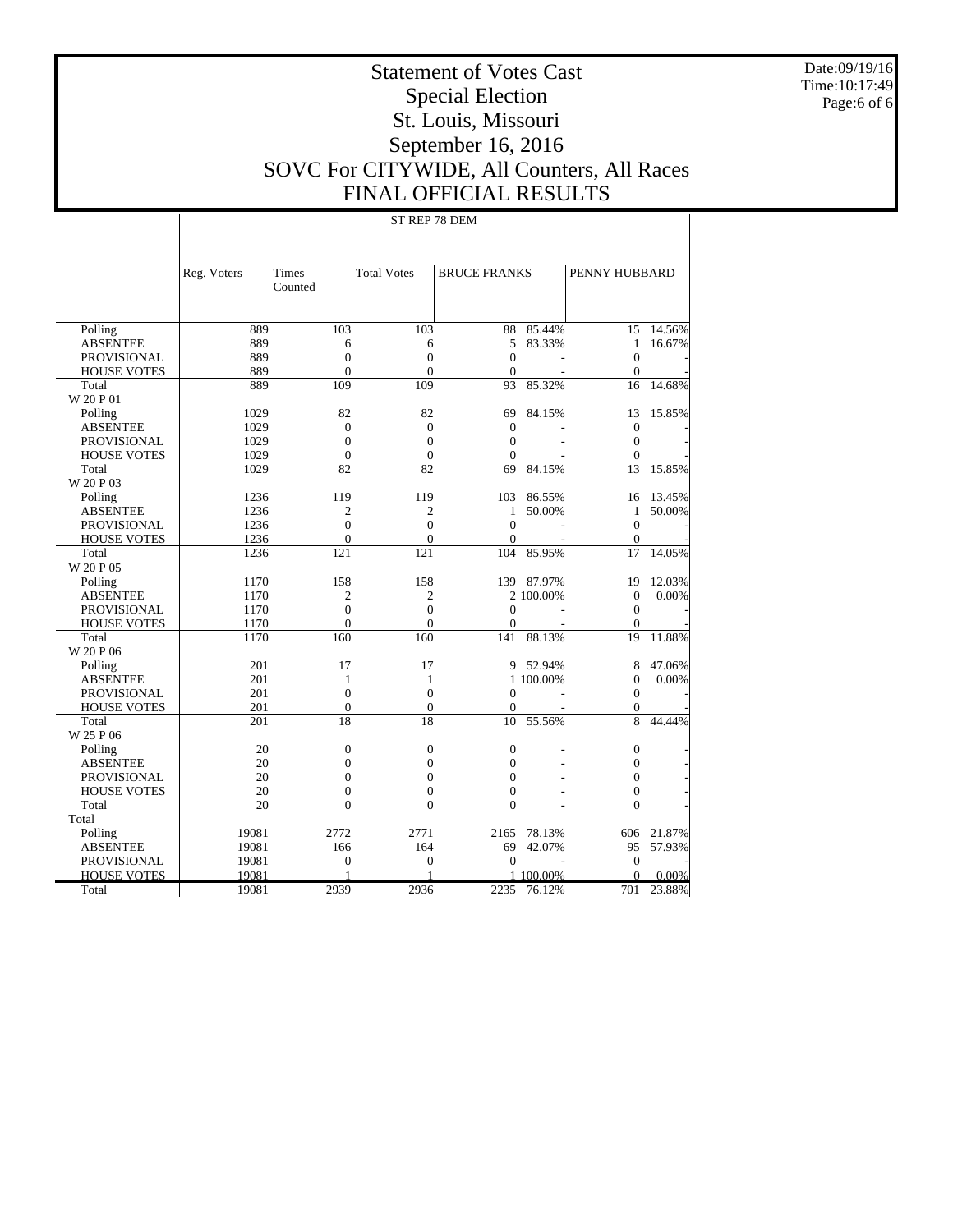# Statement of Votes Cast
# Special Election
# St. Louis, Missouri
# September 16, 2016
# SOVC For CITYWIDE, All Counters, All Races
# FINAL OFFICIAL RESULTS

Date:09/19/16
Time:10:17:49

ST REP 78 DEM

| | Reg. Voters | Times Counted | Total Votes | BRUCE FRANKS | | PENNY HUBBARD | |
|---|---|---|---|---|---|---|---|
| Polling | 889 | 103 | 103 | 88 | 85.44% | 15 | 14.56% |
| ABSENTEE | 889 | 6 | 6 | 5 | 83.33% | 1 | 16.67% |
| PROVISIONAL | 889 | 0 | 0 | 0 | - | 0 | - |
| HOUSE VOTES | 889 | 0 | 0 | 0 | - | 0 | - |
| Total | 889 | 109 | 109 | 93 | 85.32% | 16 | 14.68% |
| W 20 P 01 | | | | | | | |
| Polling | 1029 | 82 | 82 | 69 | 84.15% | 13 | 15.85% |
| ABSENTEE | 1029 | 0 | 0 | 0 | - | 0 | - |
| PROVISIONAL | 1029 | 0 | 0 | 0 | - | 0 | - |
| HOUSE VOTES | 1029 | 0 | 0 | 0 | - | 0 | - |
| Total | 1029 | 82 | 82 | 69 | 84.15% | 13 | 15.85% |
| W 20 P 03 | | | | | | | |
| Polling | 1236 | 119 | 119 | 103 | 86.55% | 16 | 13.45% |
| ABSENTEE | 1236 | 2 | 2 | 1 | 50.00% | 1 | 50.00% |
| PROVISIONAL | 1236 | 0 | 0 | 0 | - | 0 | - |
| HOUSE VOTES | 1236 | 0 | 0 | 0 | - | 0 | - |
| Total | 1236 | 121 | 121 | 104 | 85.95% | 17 | 14.05% |
| W 20 P 05 | | | | | | | |
| Polling | 1170 | 158 | 158 | 139 | 87.97% | 19 | 12.03% |
| ABSENTEE | 1170 | 2 | 2 | 2 | 100.00% | 0 | 0.00% |
| PROVISIONAL | 1170 | 0 | 0 | 0 | - | 0 | - |
| HOUSE VOTES | 1170 | 0 | 0 | 0 | - | 0 | - |
| Total | 1170 | 160 | 160 | 141 | 88.13% | 19 | 11.88% |
| W 20 P 06 | | | | | | | |
| Polling | 201 | 17 | 17 | 9 | 52.94% | 8 | 47.06% |
| ABSENTEE | 201 | 1 | 1 | 1 | 100.00% | 0 | 0.00% |
| PROVISIONAL | 201 | 0 | 0 | 0 | - | 0 | - |
| HOUSE VOTES | 201 | 0 | 0 | 0 | - | 0 | - |
| Total | 201 | 18 | 18 | 10 | 55.56% | 8 | 44.44% |
| W 25 P 06 | | | | | | | |
| Polling | 20 | 0 | 0 | 0 | - | 0 | - |
| ABSENTEE | 20 | 0 | 0 | 0 | - | 0 | - |
| PROVISIONAL | 20 | 0 | 0 | 0 | - | 0 | - |
| HOUSE VOTES | 20 | 0 | 0 | 0 | - | 0 | - |
| Total | 20 | 0 | 0 | 0 | - | 0 | - |
| Total | | | | | | | |
| Polling | 19081 | 2772 | 2771 | 2165 | 78.13% | 606 | 21.87% |
| ABSENTEE | 19081 | 166 | 164 | 69 | 42.07% | 95 | 57.93% |
| PROVISIONAL | 19081 | 0 | 0 | 0 | - | 0 | - |
| HOUSE VOTES | 19081 | 1 | 1 | 1 | 100.00% | 0 | 0.00% |
| Total | 19081 | 2939 | 2936 | 2235 | 76.12% | 701 | 23.88% |